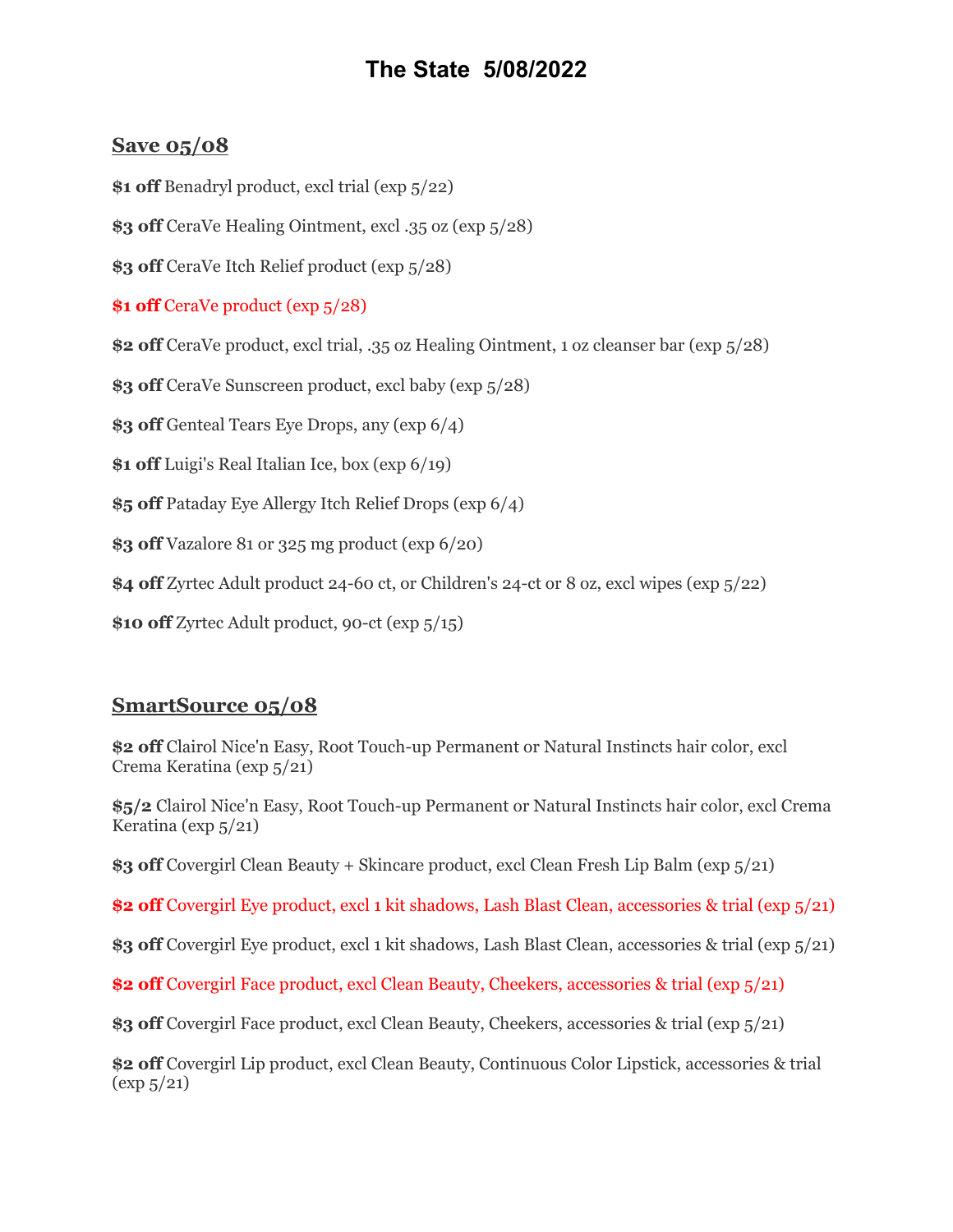# The State 5/08/2022

## Save 05/08

**$1 off** Benadryl product, excl trial (exp 5/22)

**$3 off** CeraVe Healing Ointment, excl .35 oz (exp 5/28)

**$3 off** CeraVe Itch Relief product (exp 5/28)

**$1 off** CeraVe product (exp 5/28)

**$2 off** CeraVe product, excl trial, .35 oz Healing Ointment, 1 oz cleanser bar (exp 5/28)

**$3 off** CeraVe Sunscreen product, excl baby (exp 5/28)

**$3 off** Genteal Tears Eye Drops, any (exp 6/4)

**$1 off** Luigi's Real Italian Ice, box (exp 6/19)

**$5 off** Pataday Eye Allergy Itch Relief Drops (exp 6/4)

**$3 off** Vazalore 81 or 325 mg product (exp 6/20)

**$4 off** Zyrtec Adult product 24-60 ct, or Children's 24-ct or 8 oz, excl wipes (exp 5/22)

**$10 off** Zyrtec Adult product, 90-ct (exp 5/15)

## SmartSource 05/08

**$2 off** Clairol Nice'n Easy, Root Touch-up Permanent or Natural Instincts hair color, excl Crema Keratina (exp 5/21)

**$5/2** Clairol Nice'n Easy, Root Touch-up Permanent or Natural Instincts hair color, excl Crema Keratina (exp 5/21)

**$3 off** Covergirl Clean Beauty + Skincare product, excl Clean Fresh Lip Balm (exp 5/21)

**$2 off** Covergirl Eye product, excl 1 kit shadows, Lash Blast Clean, accessories & trial (exp 5/21)

**$3 off** Covergirl Eye product, excl 1 kit shadows, Lash Blast Clean, accessories & trial (exp 5/21)

**$2 off** Covergirl Face product, excl Clean Beauty, Cheekers, accessories & trial (exp 5/21)

**$3 off** Covergirl Face product, excl Clean Beauty, Cheekers, accessories & trial (exp 5/21)

**$2 off** Covergirl Lip product, excl Clean Beauty, Continuous Color Lipstick, accessories & trial (exp 5/21)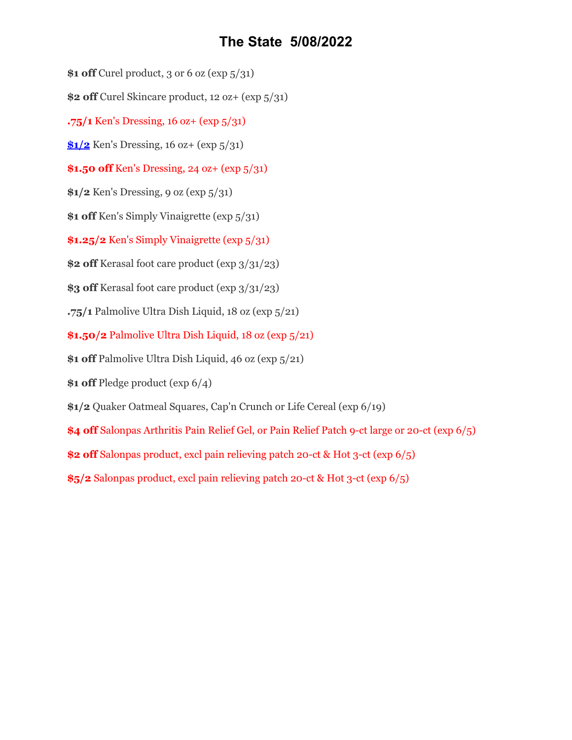# The State 5/08/2022

**$1 off** Curel product, 3 or 6 oz (exp 5/31)

**$2 off** Curel Skincare product, 12 oz+ (exp 5/31)

**.75/1** Ken's Dressing, 16 oz+ (exp 5/31)

**$1/2** Ken's Dressing, 16 oz+ (exp 5/31)

**$1.50 off** Ken's Dressing, 24 oz+ (exp 5/31)

**$1/2** Ken's Dressing, 9 oz (exp 5/31)

**$1 off** Ken's Simply Vinaigrette (exp 5/31)

**$1.25/2** Ken's Simply Vinaigrette (exp 5/31)

**$2 off** Kerasal foot care product (exp 3/31/23)

**$3 off** Kerasal foot care product (exp 3/31/23)

**.75/1** Palmolive Ultra Dish Liquid, 18 oz (exp 5/21)

**$1.50/2** Palmolive Ultra Dish Liquid, 18 oz (exp 5/21)

**$1 off** Palmolive Ultra Dish Liquid, 46 oz (exp 5/21)

**$1 off** Pledge product (exp 6/4)

**$1/2** Quaker Oatmeal Squares, Cap'n Crunch or Life Cereal (exp 6/19)

**$4 off** Salonpas Arthritis Pain Relief Gel, or Pain Relief Patch 9-ct large or 20-ct (exp 6/5)

**$2 off** Salonpas product, excl pain relieving patch 20-ct & Hot 3-ct (exp 6/5)

**$5/2** Salonpas product, excl pain relieving patch 20-ct & Hot 3-ct (exp 6/5)